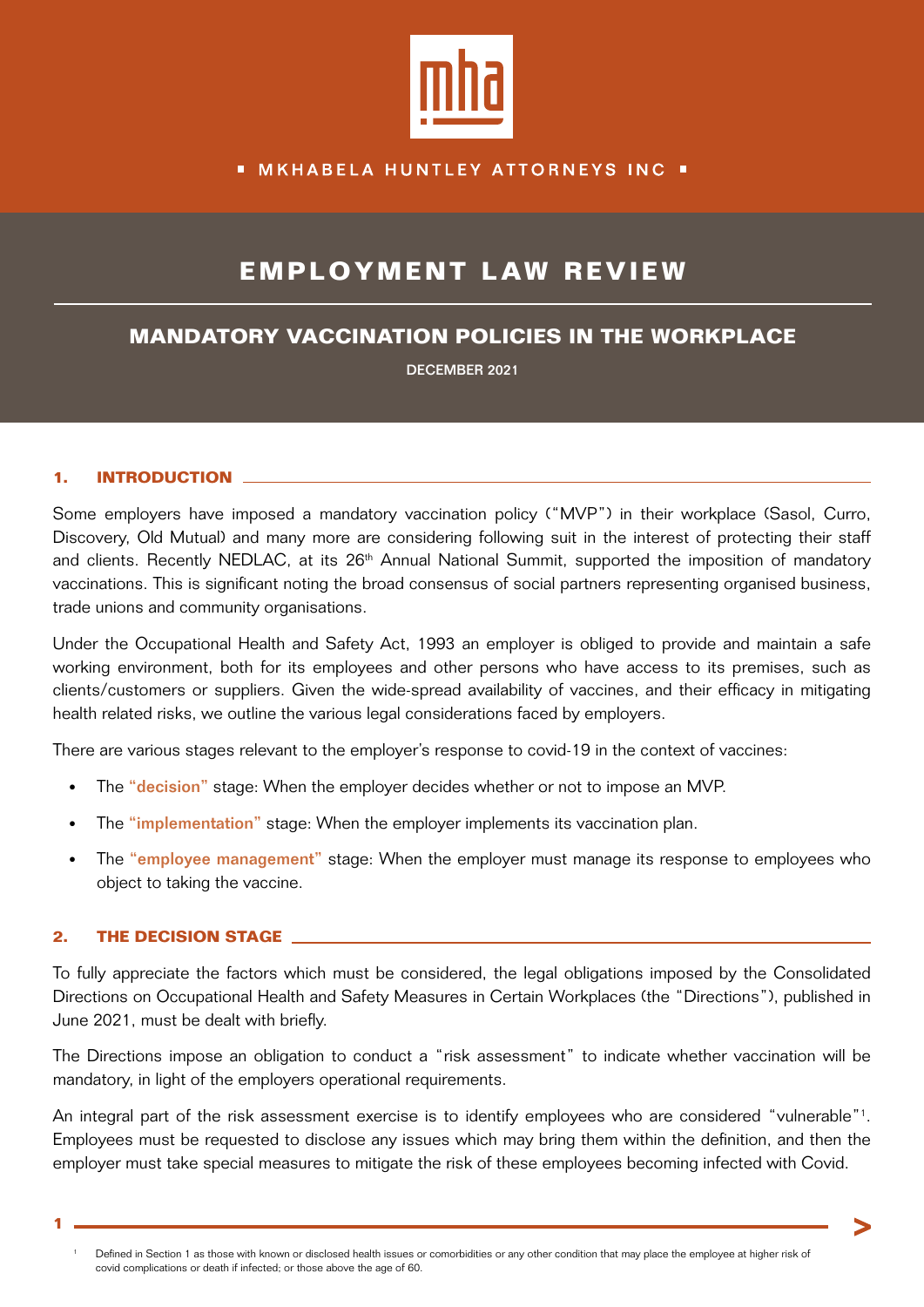MKHABELA HUNTLEY ATTORNEYS INC

# EMPLOYMENT LAW REVIEW

## MANDATORY VACCINATION POLICIES IN THE WORKPLACE

DECEMBER 2021

### 1. INTRODUCTION

Some employers have imposed a mandatory vaccination policy ("MVP") in their workplace (Sasol, Curro, Discovery, Old Mutual) and many more are considering following suit in the interest of protecting their staff and clients. Recently NEDLAC, at its 26th Annual National Summit, supported the imposition of mandatory vaccinations. This is significant noting the broad consensus of social partners representing organised business, trade unions and community organisations.

Under the Occupational Health and Safety Act, 1993 an employer is obliged to provide and maintain a safe working environment, both for its employees and other persons who have access to its premises, such as clients/customers or suppliers. Given the wide-spread availability of vaccines, and their efficacy in mitigating health related risks, we outline the various legal considerations faced by employers.

There are various stages relevant to the employer's response to covid-19 in the context of vaccines:

- The **"decision"** stage: When the employer decides whether or not to impose an MVP.
- The **"implementation"** stage: When the employer implements its vaccination plan.
- The **"employee management"** stage: When the employer must manage its response to employees who object to taking the vaccine.

### 2. THE DECISION STAGE

To fully appreciate the factors which must be considered, the legal obligations imposed by the Consolidated Directions on Occupational Health and Safety Measures in Certain Workplaces (the "Directions"), published in June 2021, must be dealt with briefly.

The Directions impose an obligation to conduct a "risk assessment" to indicate whether vaccination will be mandatory, in light of the employers operational requirements.

An integral part of the risk assessment exercise is to identify employees who are considered "vulnerable"[1]. Employees must be requested to disclose any issues which may bring them within the definition, and then the employer must take special measures to mitigate the risk of these employees becoming infected with Covid.

[1] Defined in Section 1 as those with known or disclosed health issues or comorbidities or any other condition that may place the employee at higher risk of covid complications or death if infected; or those above the age of 60.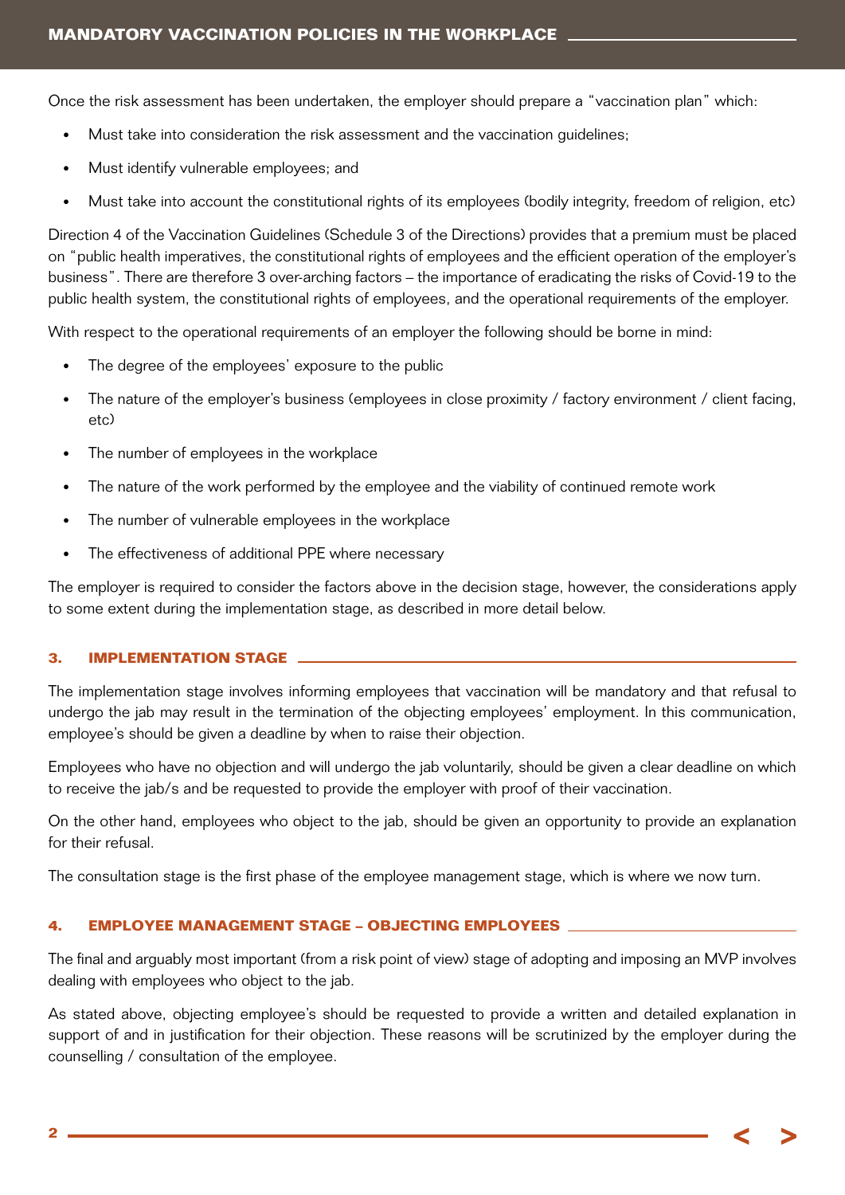Once the risk assessment has been undertaken, the employer should prepare a "vaccination plan" which:

- Must take into consideration the risk assessment and the vaccination guidelines;
- Must identify vulnerable employees; and
- Must take into account the constitutional rights of its employees (bodily integrity, freedom of religion, etc)

Direction 4 of the Vaccination Guidelines (Schedule 3 of the Directions) provides that a premium must be placed on "public health imperatives, the constitutional rights of employees and the efficient operation of the employer's business". There are therefore 3 over-arching factors – the importance of eradicating the risks of Covid-19 to the public health system, the constitutional rights of employees, and the operational requirements of the employer.

With respect to the operational requirements of an employer the following should be borne in mind:

- The degree of the employees' exposure to the public
- The nature of the employer's business (employees in close proximity / factory environment / client facing, etc)
- The number of employees in the workplace
- The nature of the work performed by the employee and the viability of continued remote work
- The number of vulnerable employees in the workplace
- The effectiveness of additional PPE where necessary

The employer is required to consider the factors above in the decision stage, however, the considerations apply to some extent during the implementation stage, as described in more detail below.

## 3. IMPLEMENTATION STAGE

The implementation stage involves informing employees that vaccination will be mandatory and that refusal to undergo the jab may result in the termination of the objecting employees' employment. In this communication, employee's should be given a deadline by when to raise their objection.

Employees who have no objection and will undergo the jab voluntarily, should be given a clear deadline on which to receive the jab/s and be requested to provide the employer with proof of their vaccination.

On the other hand, employees who object to the jab, should be given an opportunity to provide an explanation for their refusal.

The consultation stage is the first phase of the employee management stage, which is where we now turn.

## 4. EMPLOYEE MANAGEMENT STAGE – OBJECTING EMPLOYEES

The final and arguably most important (from a risk point of view) stage of adopting and imposing an MVP involves dealing with employees who object to the jab.

As stated above, objecting employee's should be requested to provide a written and detailed explanation in support of and in justification for their objection. These reasons will be scrutinized by the employer during the counselling / consultation of the employee.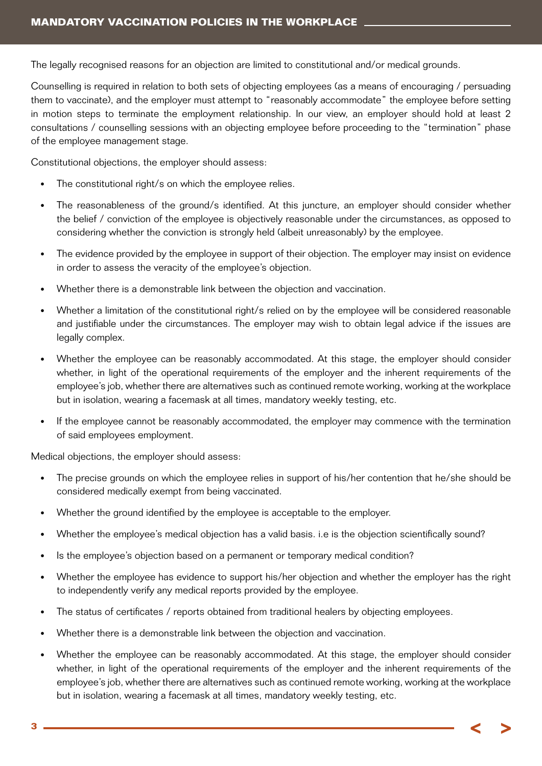The legally recognised reasons for an objection are limited to constitutional and/or medical grounds.

Counselling is required in relation to both sets of objecting employees (as a means of encouraging / persuading them to vaccinate), and the employer must attempt to "reasonably accommodate" the employee before setting in motion steps to terminate the employment relationship. In our view, an employer should hold at least 2 consultations / counselling sessions with an objecting employee before proceeding to the "termination" phase of the employee management stage.

Constitutional objections, the employer should assess:

- The constitutional right/s on which the employee relies.
- The reasonableness of the ground/s identified. At this juncture, an employer should consider whether the belief / conviction of the employee is objectively reasonable under the circumstances, as opposed to considering whether the conviction is strongly held (albeit unreasonably) by the employee.
- The evidence provided by the employee in support of their objection. The employer may insist on evidence in order to assess the veracity of the employee's objection.
- Whether there is a demonstrable link between the objection and vaccination.
- Whether a limitation of the constitutional right/s relied on by the employee will be considered reasonable and justifiable under the circumstances. The employer may wish to obtain legal advice if the issues are legally complex.
- Whether the employee can be reasonably accommodated. At this stage, the employer should consider whether, in light of the operational requirements of the employer and the inherent requirements of the employee's job, whether there are alternatives such as continued remote working, working at the workplace but in isolation, wearing a facemask at all times, mandatory weekly testing, etc.
- If the employee cannot be reasonably accommodated, the employer may commence with the termination of said employees employment.

Medical objections, the employer should assess:

- The precise grounds on which the employee relies in support of his/her contention that he/she should be considered medically exempt from being vaccinated.
- Whether the ground identified by the employee is acceptable to the employer.
- Whether the employee's medical objection has a valid basis. i.e is the objection scientifically sound?
- Is the employee's objection based on a permanent or temporary medical condition?
- Whether the employee has evidence to support his/her objection and whether the employer has the right to independently verify any medical reports provided by the employee.
- The status of certificates / reports obtained from traditional healers by objecting employees.
- Whether there is a demonstrable link between the objection and vaccination.
- Whether the employee can be reasonably accommodated. At this stage, the employer should consider whether, in light of the operational requirements of the employer and the inherent requirements of the employee's job, whether there are alternatives such as continued remote working, working at the workplace but in isolation, wearing a facemask at all times, mandatory weekly testing, etc.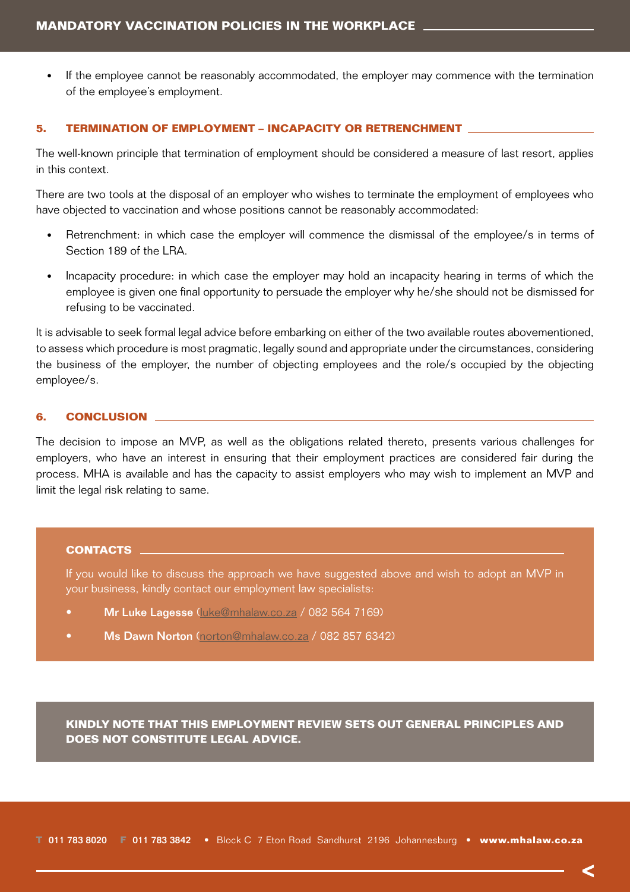- If the employee cannot be reasonably accommodated, the employer may commence with the termination of the employee's employment.

## 5. TERMINATION OF EMPLOYMENT – INCAPACITY OR RETRENCHMENT

The well-known principle that termination of employment should be considered a measure of last resort, applies in this context.

There are two tools at the disposal of an employer who wishes to terminate the employment of employees who have objected to vaccination and whose positions cannot be reasonably accommodated:

- Retrenchment: in which case the employer will commence the dismissal of the employee/s in terms of Section 189 of the LRA.
- Incapacity procedure: in which case the employer may hold an incapacity hearing in terms of which the employee is given one final opportunity to persuade the employer why he/she should not be dismissed for refusing to be vaccinated.

It is advisable to seek formal legal advice before embarking on either of the two available routes abovementioned, to assess which procedure is most pragmatic, legally sound and appropriate under the circumstances, considering the business of the employer, the number of objecting employees and the role/s occupied by the objecting employee/s.

## 6. CONCLUSION

The decision to impose an MVP, as well as the obligations related thereto, presents various challenges for employers, who have an interest in ensuring that their employment practices are considered fair during the process. MHA is available and has the capacity to assist employers who may wish to implement an MVP and limit the legal risk relating to same.

### CONTACTS

If you would like to discuss the approach we have suggested above and wish to adopt an MVP in your business, kindly contact our employment law specialists:

- **Mr Luke Lagesse** (luke@mhalaw.co.za / 082 564 7169)
- **Ms Dawn Norton** (norton@mhalaw.co.za / 082 857 6342)

**KINDLY NOTE THAT THIS EMPLOYMENT REVIEW SETS OUT GENERAL PRINCIPLES AND DOES NOT CONSTITUTE LEGAL ADVICE.**

T 011 783 8020 F 011 783 3842 • Block C 7 Eton Road Sandhurst 2196 Johannesburg • **www.mhalaw.co.za**